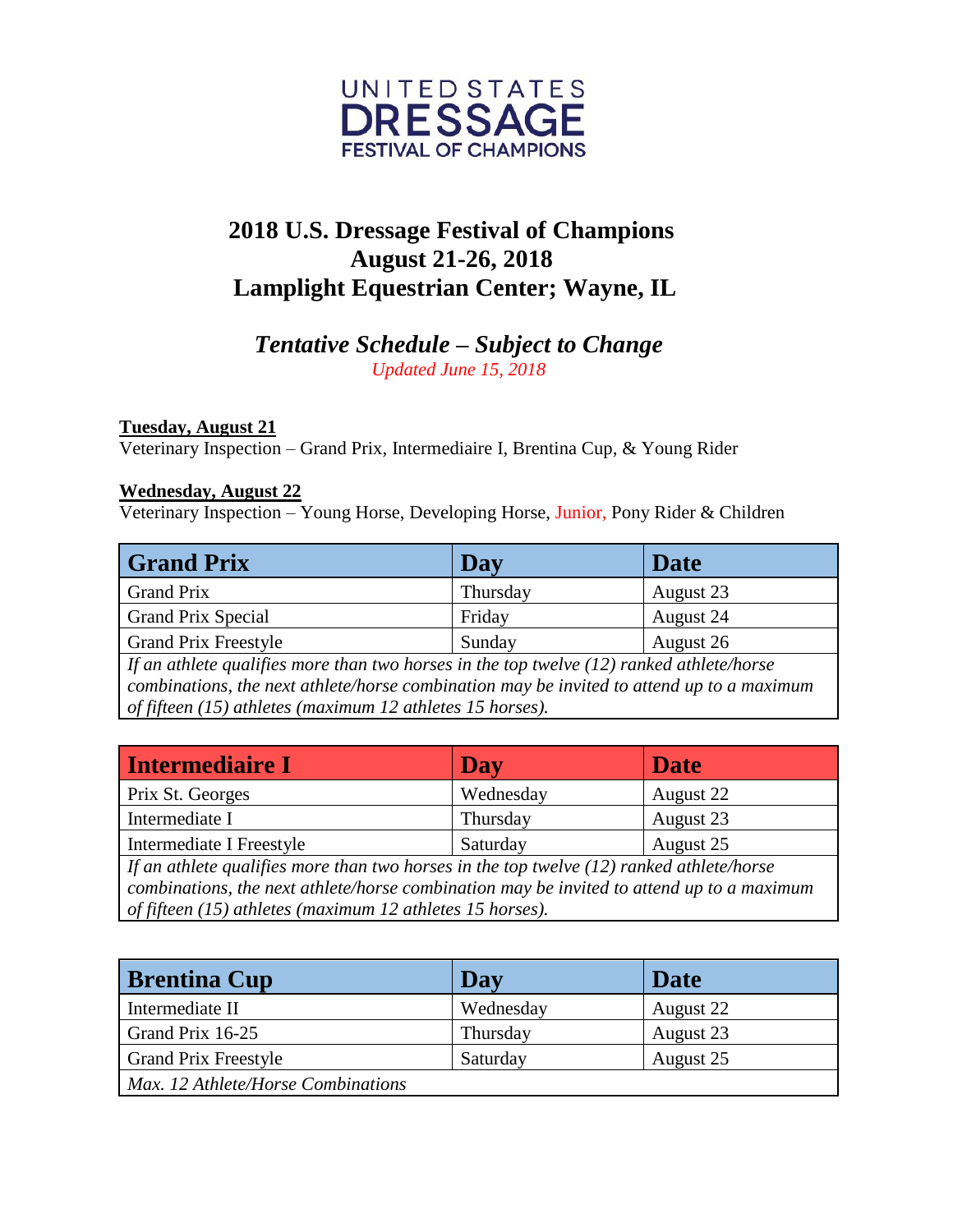UNITED STATES
DRESSAGE
FESTIVAL OF CHAMPIONS

# 2018 U.S. Dressage Festival of Champions
# August 21-26, 2018
# Lamplight Equestrian Center; Wayne, IL

## *Tentative Schedule – Subject to Change*

*Updated June 15, 2018*

**Tuesday, August 21**

Veterinary Inspection – Grand Prix, Intermediaire I, Brentina Cup, & Young Rider

**Wednesday, August 22**

Veterinary Inspection – Young Horse, Developing Horse, Junior, Pony Rider & Children

| Grand Prix | Day | Date |
|---|---|---|
| Grand Prix | Thursday | August 23 |
| Grand Prix Special | Friday | August 24 |
| Grand Prix Freestyle | Sunday | August 26 |
| *If an athlete qualifies more than two horses in the top twelve (12) ranked athlete/horse combinations, the next athlete/horse combination may be invited to attend up to a maximum of fifteen (15) athletes (maximum 12 athletes 15 horses).* | | |

| Intermediaire I | Day | Date |
|---|---|---|
| Prix St. Georges | Wednesday | August 22 |
| Intermediate I | Thursday | August 23 |
| Intermediate I Freestyle | Saturday | August 25 |
| *If an athlete qualifies more than two horses in the top twelve (12) ranked athlete/horse combinations, the next athlete/horse combination may be invited to attend up to a maximum of fifteen (15) athletes (maximum 12 athletes 15 horses).* | | |

| Brentina Cup | Day | Date |
|---|---|---|
| Intermediate II | Wednesday | August 22 |
| Grand Prix 16-25 | Thursday | August 23 |
| Grand Prix Freestyle | Saturday | August 25 |
| *Max. 12 Athlete/Horse Combinations* | | |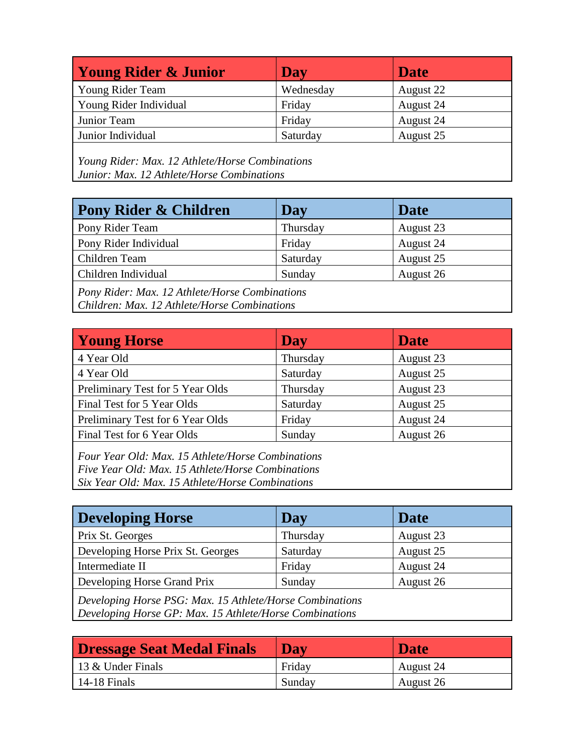| Young Rider & Junior | Day | Date |
|---|---|---|
| Young Rider Team | Wednesday | August 22 |
| Young Rider Individual | Friday | August 24 |
| Junior Team | Friday | August 24 |
| Junior Individual | Saturday | August 25 |

*Young Rider: Max. 12 Athlete/Horse Combinations*
*Junior: Max. 12 Athlete/Horse Combinations*

| Pony Rider & Children | Day | Date |
|---|---|---|
| Pony Rider Team | Thursday | August 23 |
| Pony Rider Individual | Friday | August 24 |
| Children Team | Saturday | August 25 |
| Children Individual | Sunday | August 26 |

*Pony Rider: Max. 12 Athlete/Horse Combinations*
*Children: Max. 12 Athlete/Horse Combinations*

| Young Horse | Day | Date |
|---|---|---|
| 4 Year Old | Thursday | August 23 |
| 4 Year Old | Saturday | August 25 |
| Preliminary Test for 5 Year Olds | Thursday | August 23 |
| Final Test for 5 Year Olds | Saturday | August 25 |
| Preliminary Test for 6 Year Olds | Friday | August 24 |
| Final Test for 6 Year Olds | Sunday | August 26 |

*Four Year Old: Max. 15 Athlete/Horse Combinations*
*Five Year Old: Max. 15 Athlete/Horse Combinations*
*Six Year Old: Max. 15 Athlete/Horse Combinations*

| Developing Horse | Day | Date |
|---|---|---|
| Prix St. Georges | Thursday | August 23 |
| Developing Horse Prix St. Georges | Saturday | August 25 |
| Intermediate II | Friday | August 24 |
| Developing Horse Grand Prix | Sunday | August 26 |

*Developing Horse PSG: Max. 15 Athlete/Horse Combinations*
*Developing Horse GP: Max. 15 Athlete/Horse Combinations*

| Dressage Seat Medal Finals | Day | Date |
|---|---|---|
| 13 & Under Finals | Friday | August 24 |
| 14-18 Finals | Sunday | August 26 |